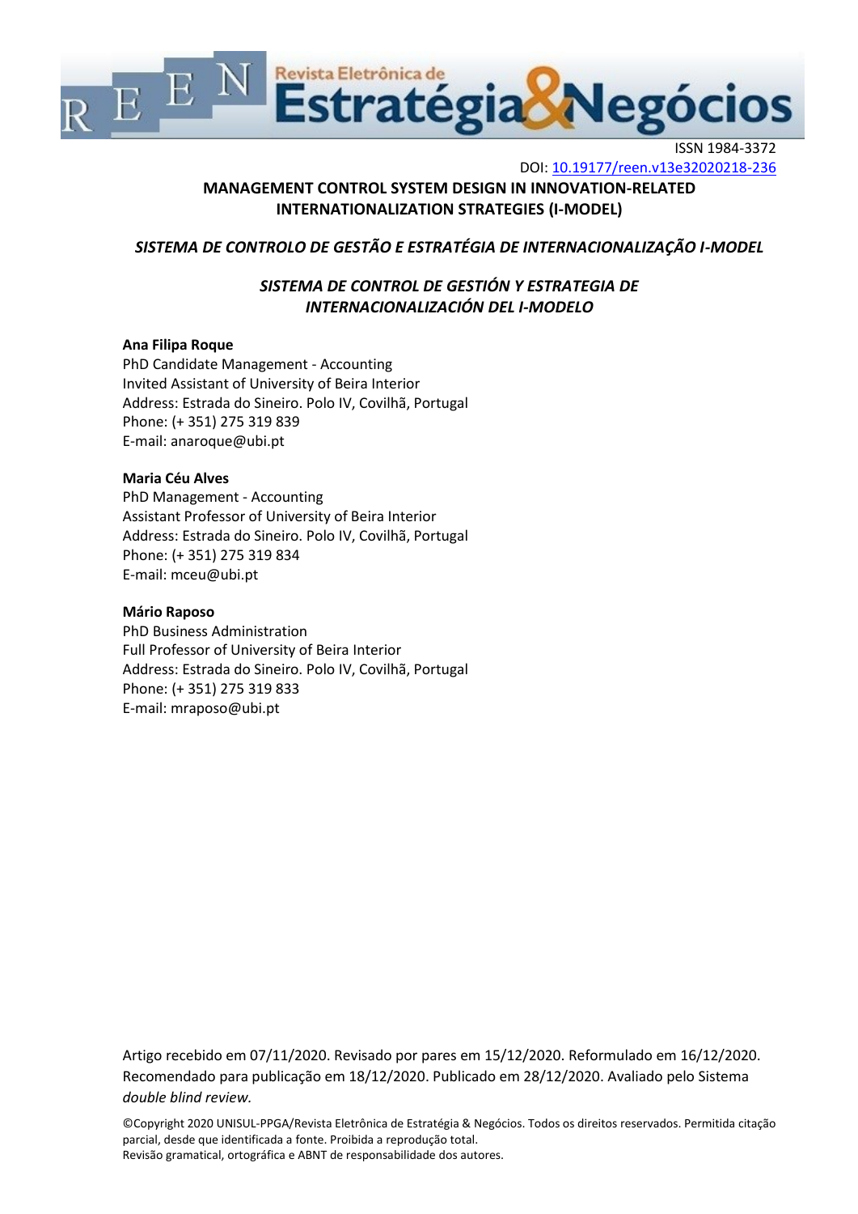ISSN 1984-3372

DOI: [10.19177/reen.v13e32020218-236](https://doi.org/10.19177/reen.v13e32020218-236)

# MANAGEMENT CONTROL SYSTEM DESIGN IN INNOVATION-RELATED INTERNATIONALIZATION STRATEGIES (I-MODEL)

## *SISTEMA DE CONTROLO DE GESTÃO E ESTRATÉGIA DE INTERNACIONALIZAÇÃO I-MODEL*

## *SISTEMA DE CONTROL DE GESTIÓN Y ESTRATEGIA DE INTERNACIONALIZACIÓN DEL I-MODELO*

**Ana Filipa Roque**
PhD Candidate Management - Accounting
Invited Assistant of University of Beira Interior
Address: Estrada do Sineiro. Polo IV, Covilhã, Portugal
Phone: (+ 351) 275 319 839
E-mail: anaroque@ubi.pt

**Maria Céu Alves**
PhD Management - Accounting
Assistant Professor of University of Beira Interior
Address: Estrada do Sineiro. Polo IV, Covilhã, Portugal
Phone: (+ 351) 275 319 834
E-mail: mceu@ubi.pt

**Mário Raposo**
PhD Business Administration
Full Professor of University of Beira Interior
Address: Estrada do Sineiro. Polo IV, Covilhã, Portugal
Phone: (+ 351) 275 319 833
E-mail: mraposo@ubi.pt

Artigo recebido em 07/11/2020. Revisado por pares em 15/12/2020. Reformulado em 16/12/2020. Recomendado para publicação em 18/12/2020. Publicado em 28/12/2020. Avaliado pelo Sistema *double blind review.*

©Copyright 2020 UNISUL-PPGA/Revista Eletrônica de Estratégia & Negócios. Todos os direitos reservados. Permitida citação parcial, desde que identificada a fonte. Proibida a reprodução total.
Revisão gramatical, ortográfica e ABNT de responsabilidade dos autores.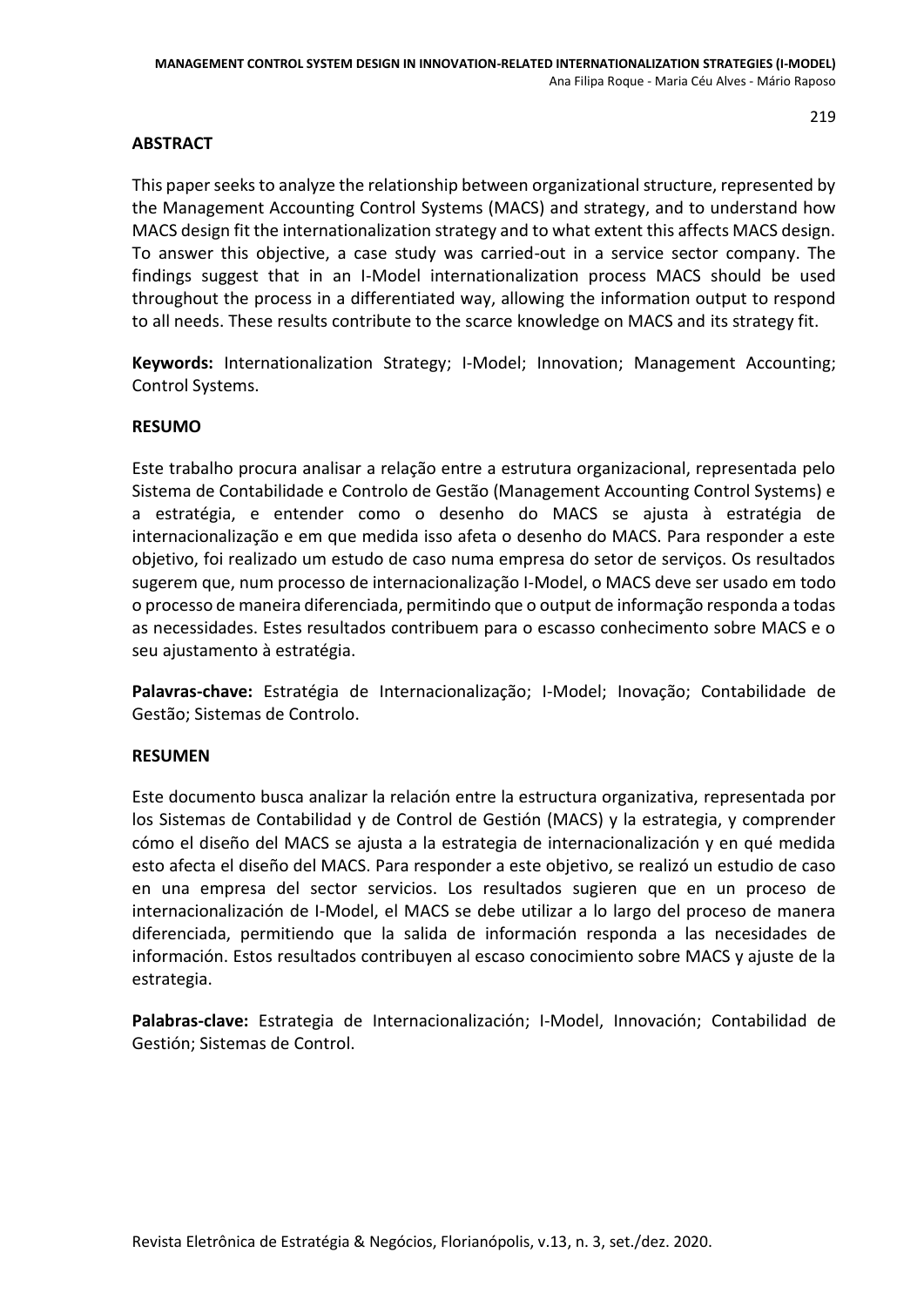## ABSTRACT

This paper seeks to analyze the relationship between organizational structure, represented by the Management Accounting Control Systems (MACS) and strategy, and to understand how MACS design fit the internationalization strategy and to what extent this affects MACS design. To answer this objective, a case study was carried-out in a service sector company. The findings suggest that in an I-Model internationalization process MACS should be used throughout the process in a differentiated way, allowing the information output to respond to all needs. These results contribute to the scarce knowledge on MACS and its strategy fit.

**Keywords:** Internationalization Strategy; I-Model; Innovation; Management Accounting; Control Systems.

## RESUMO

Este trabalho procura analisar a relação entre a estrutura organizacional, representada pelo Sistema de Contabilidade e Controlo de Gestão (Management Accounting Control Systems) e a estratégia, e entender como o desenho do MACS se ajusta à estratégia de internacionalização e em que medida isso afeta o desenho do MACS. Para responder a este objetivo, foi realizado um estudo de caso numa empresa do setor de serviços. Os resultados sugerem que, num processo de internacionalização I-Model, o MACS deve ser usado em todo o processo de maneira diferenciada, permitindo que o output de informação responda a todas as necessidades. Estes resultados contribuem para o escasso conhecimento sobre MACS e o seu ajustamento à estratégia.

**Palavras-chave:** Estratégia de Internacionalização; I-Model; Inovação; Contabilidade de Gestão; Sistemas de Controlo.

## RESUMEN

Este documento busca analizar la relación entre la estructura organizativa, representada por los Sistemas de Contabilidad y de Control de Gestión (MACS) y la estrategia, y comprender cómo el diseño del MACS se ajusta a la estrategia de internacionalización y en qué medida esto afecta el diseño del MACS. Para responder a este objetivo, se realizó un estudio de caso en una empresa del sector servicios. Los resultados sugieren que en un proceso de internacionalización de I-Model, el MACS se debe utilizar a lo largo del proceso de manera diferenciada, permitiendo que la salida de información responda a las necesidades de información. Estos resultados contribuyen al escaso conocimiento sobre MACS y ajuste de la estrategia.

**Palabras-clave:** Estrategia de Internacionalización; I-Model, Innovación; Contabilidad de Gestión; Sistemas de Control.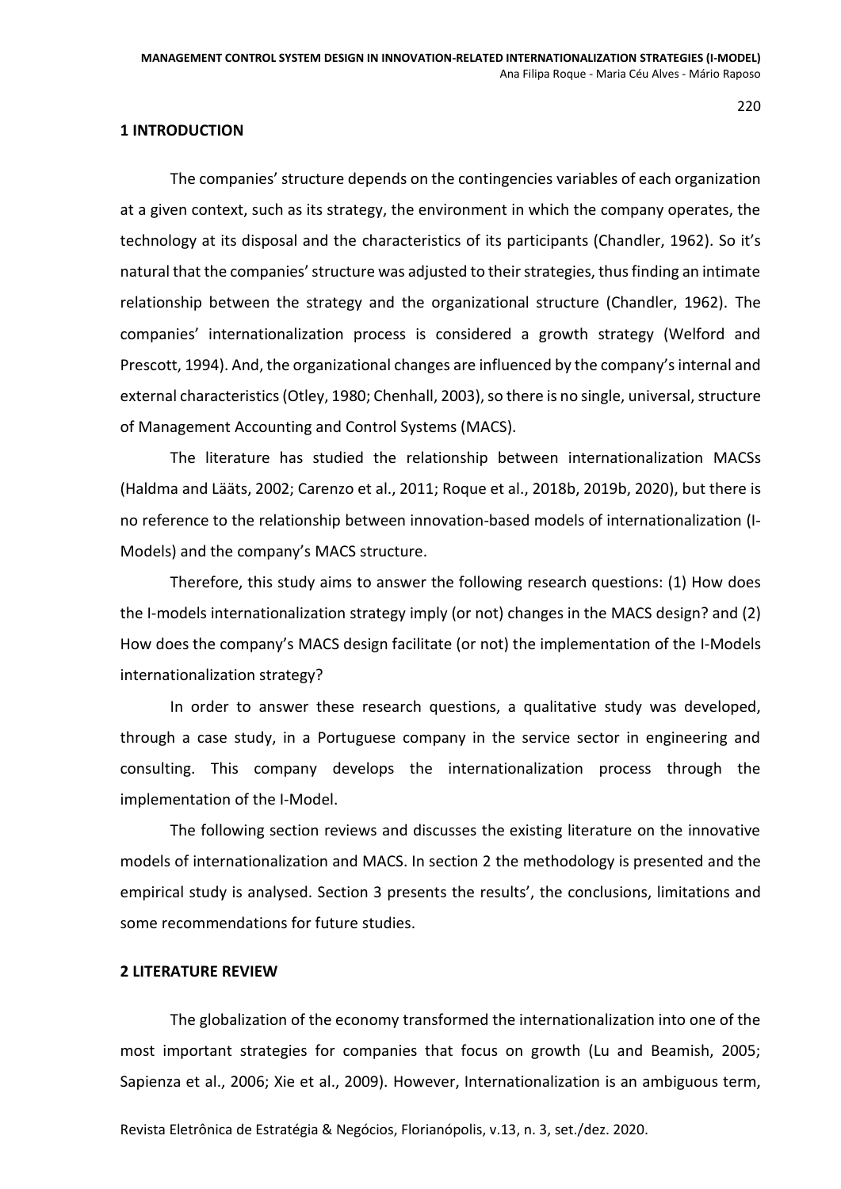## 1 INTRODUCTION

The companies' structure depends on the contingencies variables of each organization at a given context, such as its strategy, the environment in which the company operates, the technology at its disposal and the characteristics of its participants (Chandler, 1962). So it's natural that the companies' structure was adjusted to their strategies, thus finding an intimate relationship between the strategy and the organizational structure (Chandler, 1962). The companies' internationalization process is considered a growth strategy (Welford and Prescott, 1994). And, the organizational changes are influenced by the company's internal and external characteristics (Otley, 1980; Chenhall, 2003), so there is no single, universal, structure of Management Accounting and Control Systems (MACS).

The literature has studied the relationship between internationalization MACSs (Haldma and Lääts, 2002; Carenzo et al., 2011; Roque et al., 2018b, 2019b, 2020), but there is no reference to the relationship between innovation-based models of internationalization (I-Models) and the company's MACS structure.

Therefore, this study aims to answer the following research questions: (1) How does the I-models internationalization strategy imply (or not) changes in the MACS design? and (2) How does the company's MACS design facilitate (or not) the implementation of the I-Models internationalization strategy?

In order to answer these research questions, a qualitative study was developed, through a case study, in a Portuguese company in the service sector in engineering and consulting. This company develops the internationalization process through the implementation of the I-Model.

The following section reviews and discusses the existing literature on the innovative models of internationalization and MACS. In section 2 the methodology is presented and the empirical study is analysed. Section 3 presents the results', the conclusions, limitations and some recommendations for future studies.

## 2 LITERATURE REVIEW

The globalization of the economy transformed the internationalization into one of the most important strategies for companies that focus on growth (Lu and Beamish, 2005; Sapienza et al., 2006; Xie et al., 2009). However, Internationalization is an ambiguous term,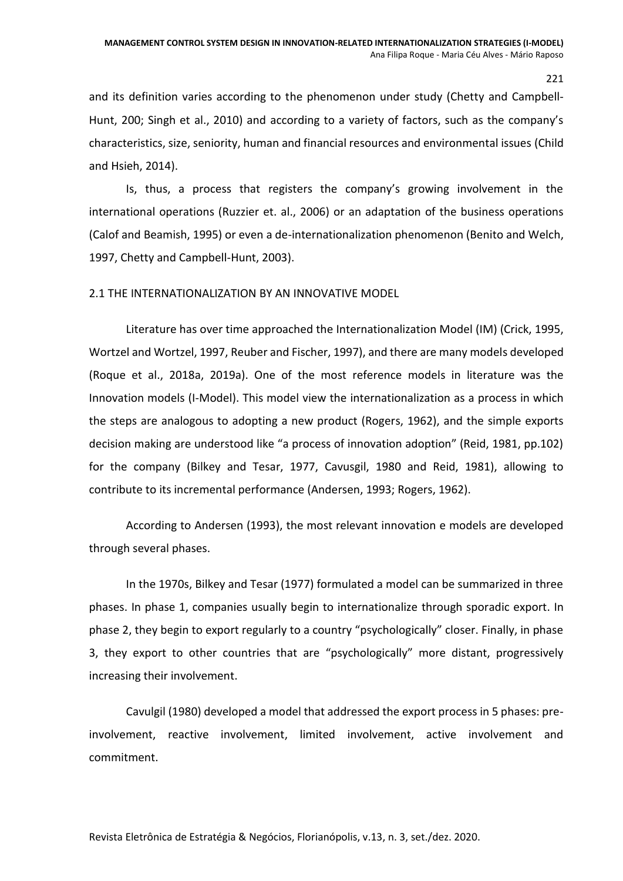and its definition varies according to the phenomenon under study (Chetty and Campbell-Hunt, 200; Singh et al., 2010) and according to a variety of factors, such as the company's characteristics, size, seniority, human and financial resources and environmental issues (Child and Hsieh, 2014).

Is, thus, a process that registers the company's growing involvement in the international operations (Ruzzier et. al., 2006) or an adaptation of the business operations (Calof and Beamish, 1995) or even a de-internationalization phenomenon (Benito and Welch, 1997, Chetty and Campbell-Hunt, 2003).

## 2.1 THE INTERNATIONALIZATION BY AN INNOVATIVE MODEL

Literature has over time approached the Internationalization Model (IM) (Crick, 1995, Wortzel and Wortzel, 1997, Reuber and Fischer, 1997), and there are many models developed (Roque et al., 2018a, 2019a). One of the most reference models in literature was the Innovation models (I-Model). This model view the internationalization as a process in which the steps are analogous to adopting a new product (Rogers, 1962), and the simple exports decision making are understood like "a process of innovation adoption" (Reid, 1981, pp.102) for the company (Bilkey and Tesar, 1977, Cavusgil, 1980 and Reid, 1981), allowing to contribute to its incremental performance (Andersen, 1993; Rogers, 1962).

According to Andersen (1993), the most relevant innovation e models are developed through several phases.

In the 1970s, Bilkey and Tesar (1977) formulated a model can be summarized in three phases. In phase 1, companies usually begin to internationalize through sporadic export. In phase 2, they begin to export regularly to a country "psychologically" closer. Finally, in phase 3, they export to other countries that are "psychologically" more distant, progressively increasing their involvement.

Cavulgil (1980) developed a model that addressed the export process in 5 phases: pre-involvement, reactive involvement, limited involvement, active involvement and commitment.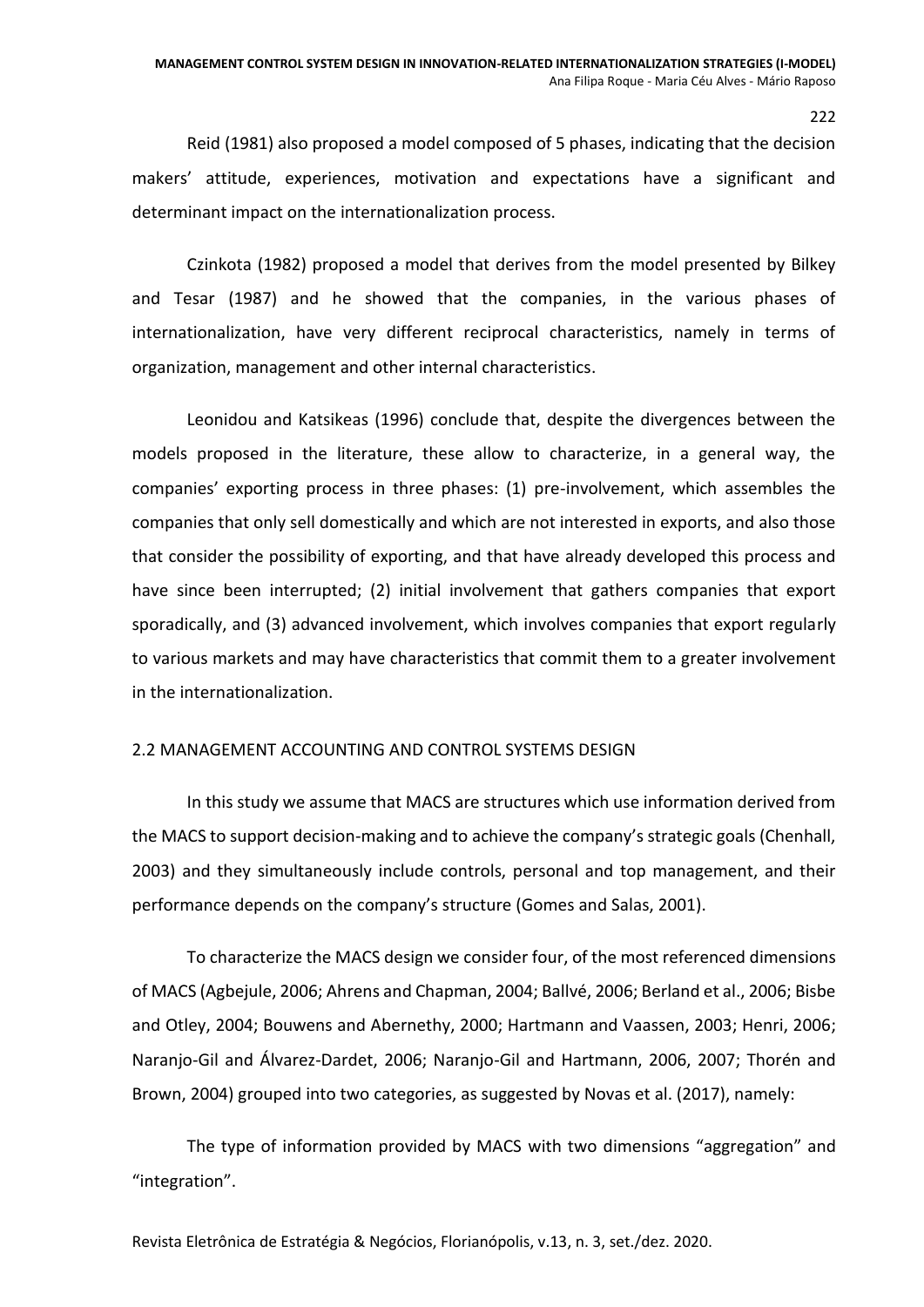Reid (1981) also proposed a model composed of 5 phases, indicating that the decision makers' attitude, experiences, motivation and expectations have a significant and determinant impact on the internationalization process.

Czinkota (1982) proposed a model that derives from the model presented by Bilkey and Tesar (1987) and he showed that the companies, in the various phases of internationalization, have very different reciprocal characteristics, namely in terms of organization, management and other internal characteristics.

Leonidou and Katsikeas (1996) conclude that, despite the divergences between the models proposed in the literature, these allow to characterize, in a general way, the companies' exporting process in three phases: (1) pre-involvement, which assembles the companies that only sell domestically and which are not interested in exports, and also those that consider the possibility of exporting, and that have already developed this process and have since been interrupted; (2) initial involvement that gathers companies that export sporadically, and (3) advanced involvement, which involves companies that export regularly to various markets and may have characteristics that commit them to a greater involvement in the internationalization.

## 2.2 MANAGEMENT ACCOUNTING AND CONTROL SYSTEMS DESIGN

In this study we assume that MACS are structures which use information derived from the MACS to support decision-making and to achieve the company's strategic goals (Chenhall, 2003) and they simultaneously include controls, personal and top management, and their performance depends on the company's structure (Gomes and Salas, 2001).

To characterize the MACS design we consider four, of the most referenced dimensions of MACS (Agbejule, 2006; Ahrens and Chapman, 2004; Ballvé, 2006; Berland et al., 2006; Bisbe and Otley, 2004; Bouwens and Abernethy, 2000; Hartmann and Vaassen, 2003; Henri, 2006; Naranjo-Gil and Álvarez-Dardet, 2006; Naranjo-Gil and Hartmann, 2006, 2007; Thorén and Brown, 2004) grouped into two categories, as suggested by Novas et al. (2017), namely:

The type of information provided by MACS with two dimensions "aggregation" and "integration".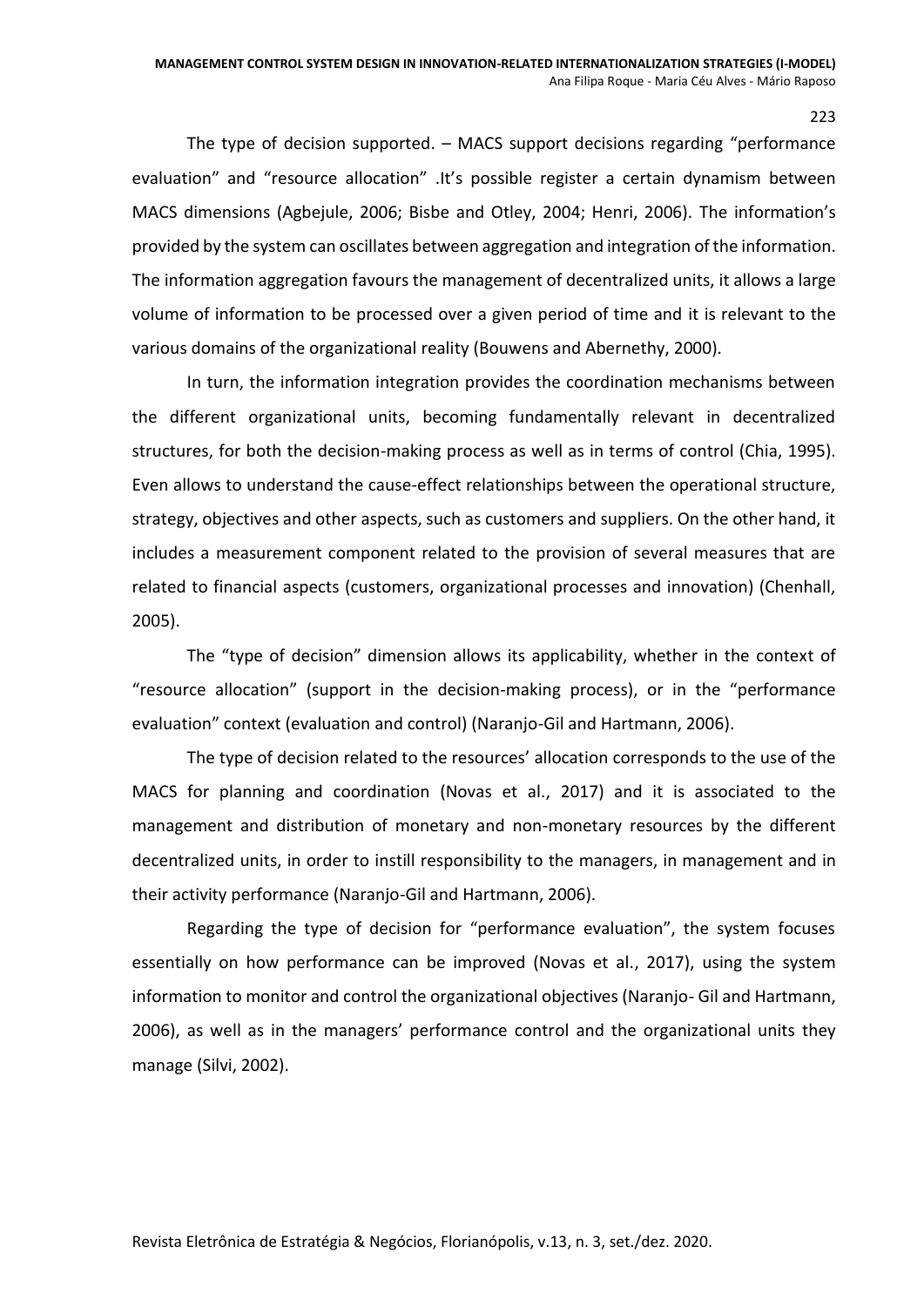The type of decision supported. – MACS support decisions regarding "performance evaluation" and "resource allocation" .It's possible register a certain dynamism between MACS dimensions (Agbejule, 2006; Bisbe and Otley, 2004; Henri, 2006). The information's provided by the system can oscillates between aggregation and integration of the information. The information aggregation favours the management of decentralized units, it allows a large volume of information to be processed over a given period of time and it is relevant to the various domains of the organizational reality (Bouwens and Abernethy, 2000).

In turn, the information integration provides the coordination mechanisms between the different organizational units, becoming fundamentally relevant in decentralized structures, for both the decision-making process as well as in terms of control (Chia, 1995). Even allows to understand the cause-effect relationships between the operational structure, strategy, objectives and other aspects, such as customers and suppliers. On the other hand, it includes a measurement component related to the provision of several measures that are related to financial aspects (customers, organizational processes and innovation) (Chenhall, 2005).

The "type of decision" dimension allows its applicability, whether in the context of "resource allocation" (support in the decision-making process), or in the "performance evaluation" context (evaluation and control) (Naranjo-Gil and Hartmann, 2006).

The type of decision related to the resources' allocation corresponds to the use of the MACS for planning and coordination (Novas et al., 2017) and it is associated to the management and distribution of monetary and non-monetary resources by the different decentralized units, in order to instill responsibility to the managers, in management and in their activity performance (Naranjo-Gil and Hartmann, 2006).

Regarding the type of decision for "performance evaluation", the system focuses essentially on how performance can be improved (Novas et al., 2017), using the system information to monitor and control the organizational objectives (Naranjo- Gil and Hartmann, 2006), as well as in the managers' performance control and the organizational units they manage (Silvi, 2002).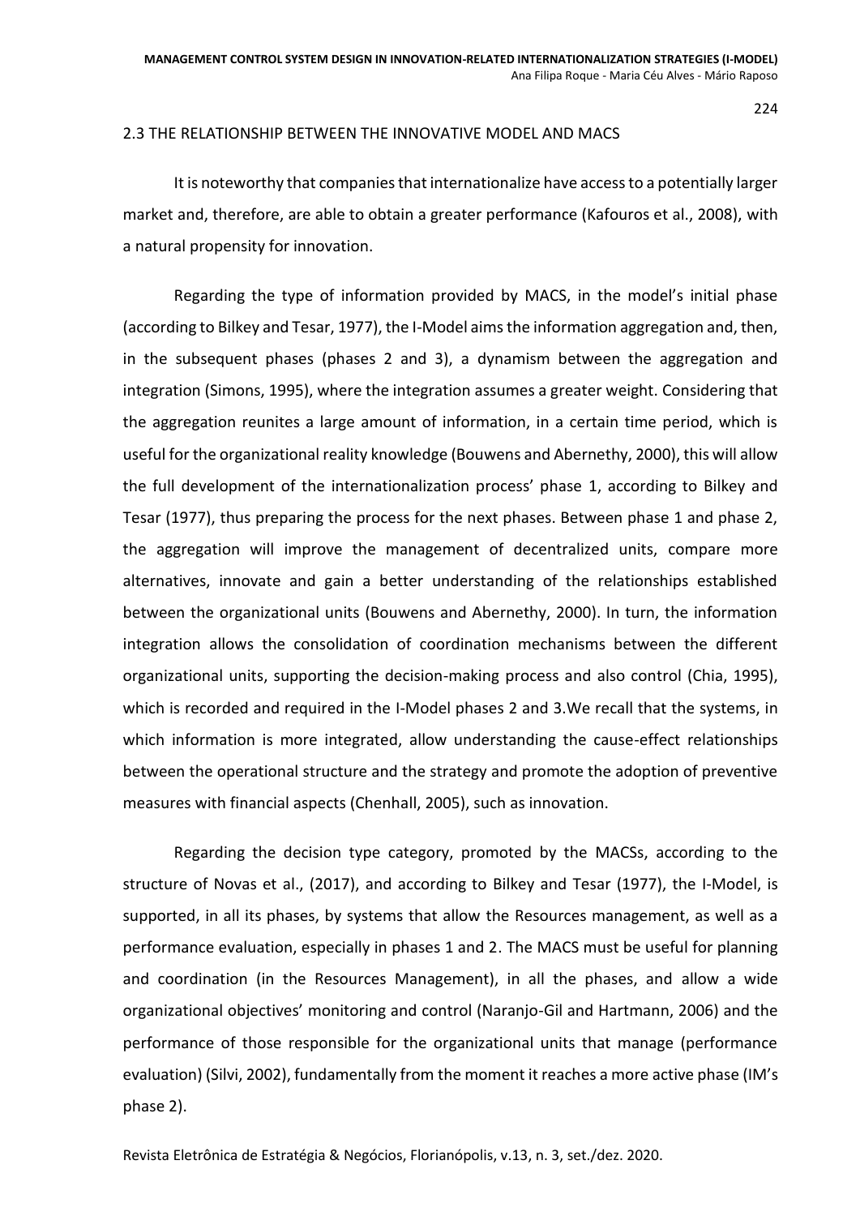## 2.3 THE RELATIONSHIP BETWEEN THE INNOVATIVE MODEL AND MACS

It is noteworthy that companies that internationalize have access to a potentially larger market and, therefore, are able to obtain a greater performance (Kafouros et al., 2008), with a natural propensity for innovation.

Regarding the type of information provided by MACS, in the model's initial phase (according to Bilkey and Tesar, 1977), the I-Model aims the information aggregation and, then, in the subsequent phases (phases 2 and 3), a dynamism between the aggregation and integration (Simons, 1995), where the integration assumes a greater weight. Considering that the aggregation reunites a large amount of information, in a certain time period, which is useful for the organizational reality knowledge (Bouwens and Abernethy, 2000), this will allow the full development of the internationalization process' phase 1, according to Bilkey and Tesar (1977), thus preparing the process for the next phases. Between phase 1 and phase 2, the aggregation will improve the management of decentralized units, compare more alternatives, innovate and gain a better understanding of the relationships established between the organizational units (Bouwens and Abernethy, 2000). In turn, the information integration allows the consolidation of coordination mechanisms between the different organizational units, supporting the decision-making process and also control (Chia, 1995), which is recorded and required in the I-Model phases 2 and 3.We recall that the systems, in which information is more integrated, allow understanding the cause-effect relationships between the operational structure and the strategy and promote the adoption of preventive measures with financial aspects (Chenhall, 2005), such as innovation.

Regarding the decision type category, promoted by the MACSs, according to the structure of Novas et al., (2017), and according to Bilkey and Tesar (1977), the I-Model, is supported, in all its phases, by systems that allow the Resources management, as well as a performance evaluation, especially in phases 1 and 2. The MACS must be useful for planning and coordination (in the Resources Management), in all the phases, and allow a wide organizational objectives' monitoring and control (Naranjo-Gil and Hartmann, 2006) and the performance of those responsible for the organizational units that manage (performance evaluation) (Silvi, 2002), fundamentally from the moment it reaches a more active phase (IM's phase 2).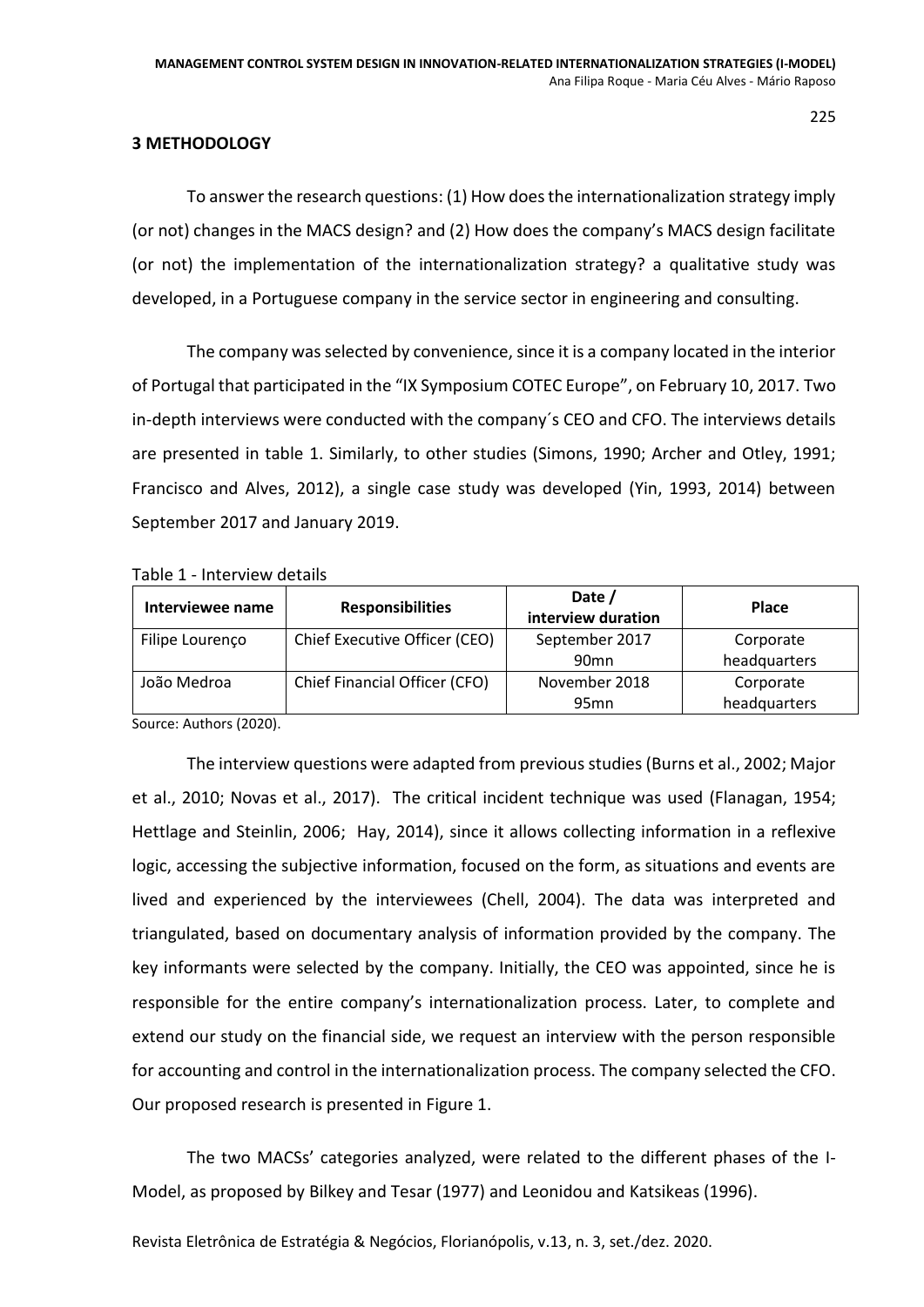## 3 METHODOLOGY

To answer the research questions: (1) How does the internationalization strategy imply (or not) changes in the MACS design? and (2) How does the company's MACS design facilitate (or not) the implementation of the internationalization strategy? a qualitative study was developed, in a Portuguese company in the service sector in engineering and consulting.

The company was selected by convenience, since it is a company located in the interior of Portugal that participated in the "IX Symposium COTEC Europe", on February 10, 2017. Two in-depth interviews were conducted with the company´s CEO and CFO. The interviews details are presented in table 1. Similarly, to other studies (Simons, 1990; Archer and Otley, 1991; Francisco and Alves, 2012), a single case study was developed (Yin, 1993, 2014) between September 2017 and January 2019.

Table 1 - Interview details

| Interviewee name | Responsibilities | Date / interview duration | Place |
|---|---|---|---|
| Filipe Lourenço | Chief Executive Officer (CEO) | September 2017 90mn | Corporate headquarters |
| João Medroa | Chief Financial Officer (CFO) | November 2018 95mn | Corporate headquarters |

Source: Authors (2020).

The interview questions were adapted from previous studies (Burns et al., 2002; Major et al., 2010; Novas et al., 2017). The critical incident technique was used (Flanagan, 1954; Hettlage and Steinlin, 2006; Hay, 2014), since it allows collecting information in a reflexive logic, accessing the subjective information, focused on the form, as situations and events are lived and experienced by the interviewees (Chell, 2004). The data was interpreted and triangulated, based on documentary analysis of information provided by the company. The key informants were selected by the company. Initially, the CEO was appointed, since he is responsible for the entire company's internationalization process. Later, to complete and extend our study on the financial side, we request an interview with the person responsible for accounting and control in the internationalization process. The company selected the CFO. Our proposed research is presented in Figure 1.

The two MACSs' categories analyzed, were related to the different phases of the I-Model, as proposed by Bilkey and Tesar (1977) and Leonidou and Katsikeas (1996).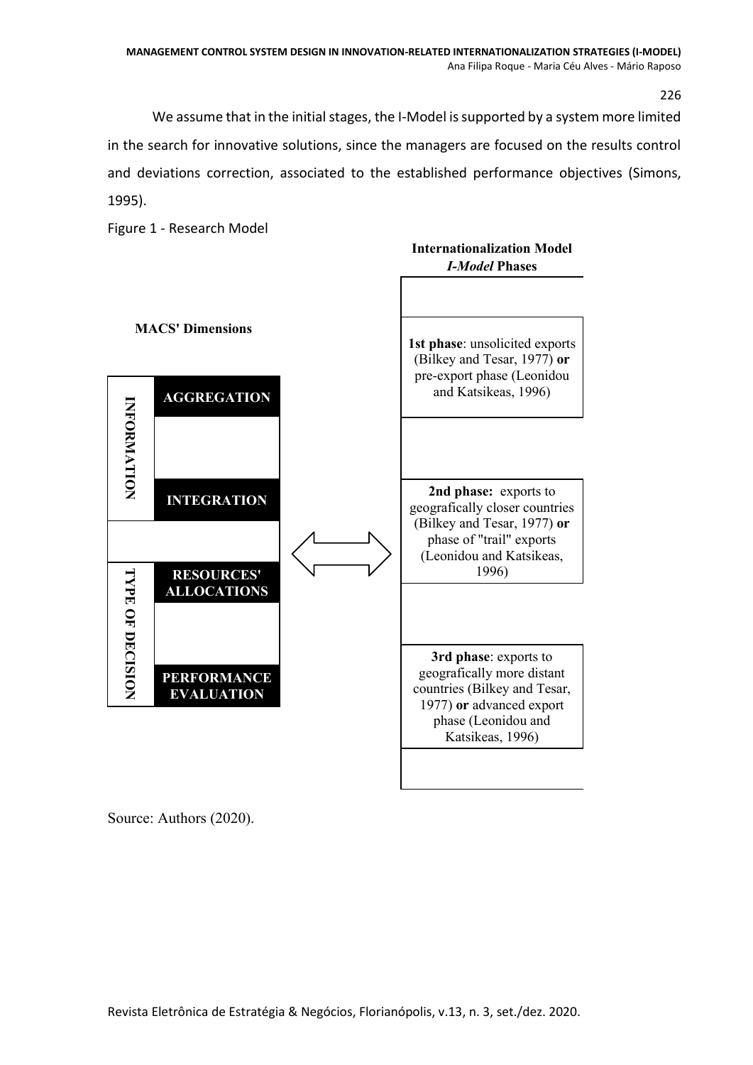We assume that in the initial stages, the I-Model is supported by a system more limited in the search for innovative solutions, since the managers are focused on the results control and deviations correction, associated to the established performance objectives (Simons, 1995).

Figure 1 - Research Model

**MACS' Dimensions**

**INFORMATION**
- **AGGREGATION**
- **INTEGRATION**

**TYPE OF DECISION**
- **RESOURCES' ALLOCATIONS**
- **PERFORMANCE EVALUATION**

⟺

**Internationalization Model**
***I-Model* Phases**

**1st phase**: unsolicited exports (Bilkey and Tesar, 1977) **or** pre-export phase (Leonidou and Katsikeas, 1996)

**2nd phase:** exports to geografically closer countries (Bilkey and Tesar, 1977) **or** phase of "trail" exports (Leonidou and Katsikeas, 1996)

**3rd phase**: exports to geografically more distant countries (Bilkey and Tesar, 1977) **or** advanced export phase (Leonidou and Katsikeas, 1996)

Source: Authors (2020).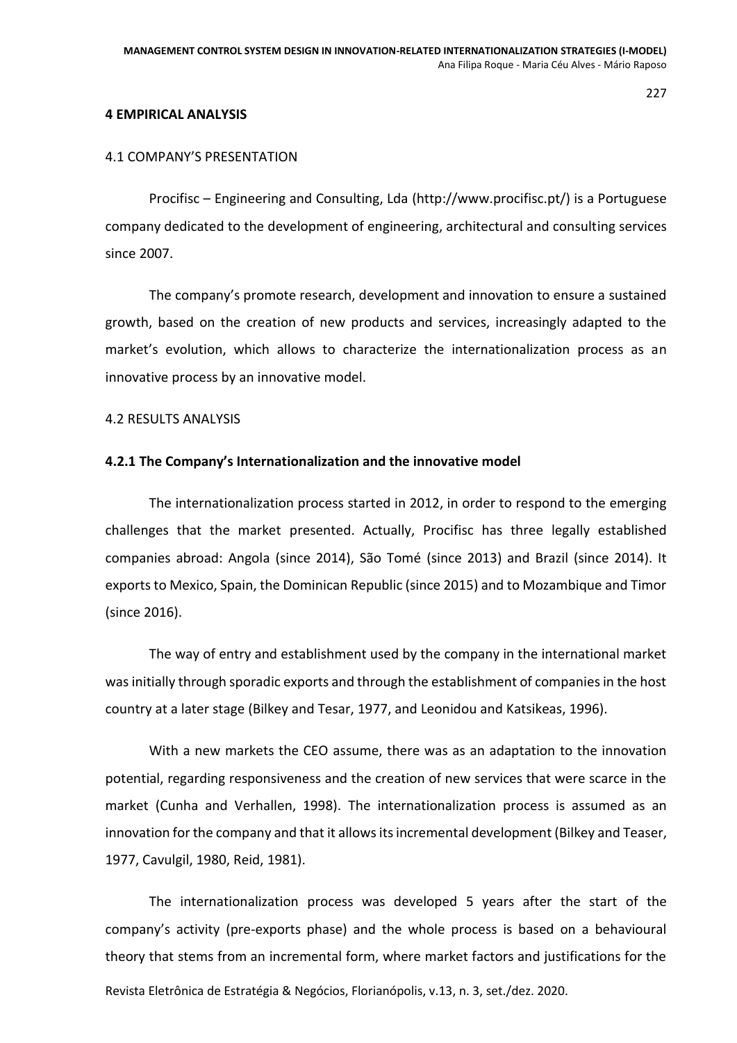## 4 EMPIRICAL ANALYSIS

### 4.1 COMPANY'S PRESENTATION

Procifisc – Engineering and Consulting, Lda (http://www.procifisc.pt/) is a Portuguese company dedicated to the development of engineering, architectural and consulting services since 2007.

The company's promote research, development and innovation to ensure a sustained growth, based on the creation of new products and services, increasingly adapted to the market's evolution, which allows to characterize the internationalization process as an innovative process by an innovative model.

### 4.2 RESULTS ANALYSIS

#### 4.2.1 The Company's Internationalization and the innovative model

The internationalization process started in 2012, in order to respond to the emerging challenges that the market presented. Actually, Procifisc has three legally established companies abroad: Angola (since 2014), São Tomé (since 2013) and Brazil (since 2014). It exports to Mexico, Spain, the Dominican Republic (since 2015) and to Mozambique and Timor (since 2016).

The way of entry and establishment used by the company in the international market was initially through sporadic exports and through the establishment of companies in the host country at a later stage (Bilkey and Tesar, 1977, and Leonidou and Katsikeas, 1996).

With a new markets the CEO assume, there was as an adaptation to the innovation potential, regarding responsiveness and the creation of new services that were scarce in the market (Cunha and Verhallen, 1998). The internationalization process is assumed as an innovation for the company and that it allows its incremental development (Bilkey and Teaser, 1977, Cavulgil, 1980, Reid, 1981).

The internationalization process was developed 5 years after the start of the company's activity (pre-exports phase) and the whole process is based on a behavioural theory that stems from an incremental form, where market factors and justifications for the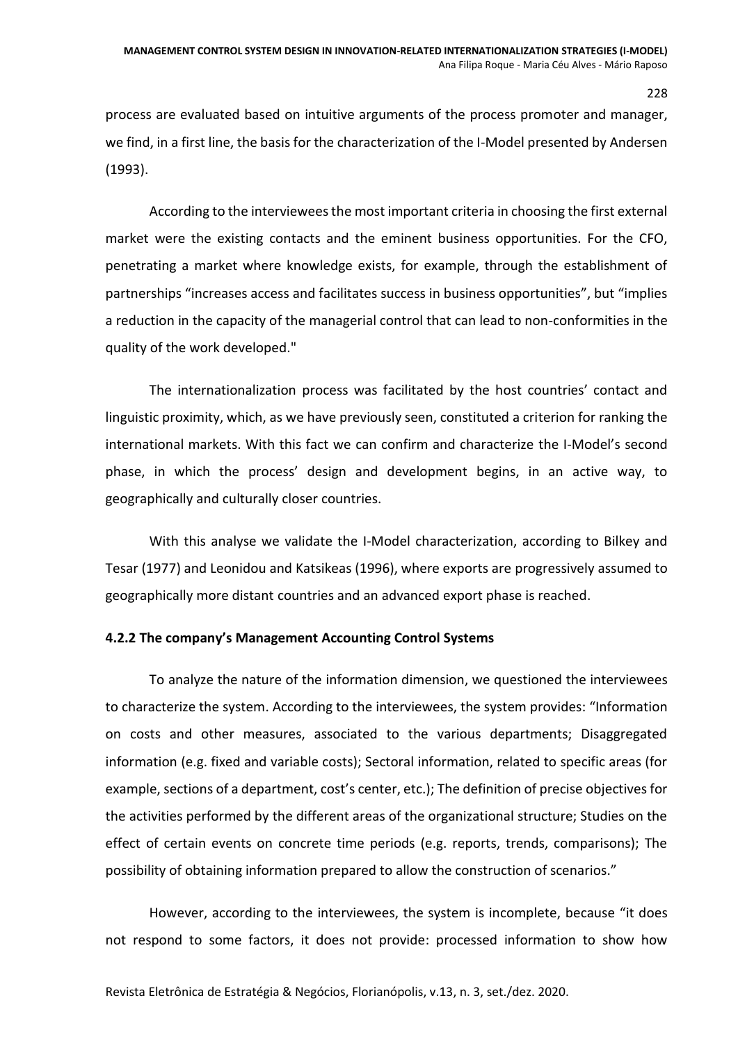process are evaluated based on intuitive arguments of the process promoter and manager, we find, in a first line, the basis for the characterization of the I-Model presented by Andersen (1993).

According to the interviewees the most important criteria in choosing the first external market were the existing contacts and the eminent business opportunities. For the CFO, penetrating a market where knowledge exists, for example, through the establishment of partnerships "increases access and facilitates success in business opportunities", but "implies a reduction in the capacity of the managerial control that can lead to non-conformities in the quality of the work developed."

The internationalization process was facilitated by the host countries' contact and linguistic proximity, which, as we have previously seen, constituted a criterion for ranking the international markets. With this fact we can confirm and characterize the I-Model's second phase, in which the process' design and development begins, in an active way, to geographically and culturally closer countries.

With this analyse we validate the I-Model characterization, according to Bilkey and Tesar (1977) and Leonidou and Katsikeas (1996), where exports are progressively assumed to geographically more distant countries and an advanced export phase is reached.

### 4.2.2 The company's Management Accounting Control Systems

To analyze the nature of the information dimension, we questioned the interviewees to characterize the system. According to the interviewees, the system provides: "Information on costs and other measures, associated to the various departments; Disaggregated information (e.g. fixed and variable costs); Sectoral information, related to specific areas (for example, sections of a department, cost's center, etc.); The definition of precise objectives for the activities performed by the different areas of the organizational structure; Studies on the effect of certain events on concrete time periods (e.g. reports, trends, comparisons); The possibility of obtaining information prepared to allow the construction of scenarios."

However, according to the interviewees, the system is incomplete, because "it does not respond to some factors, it does not provide: processed information to show how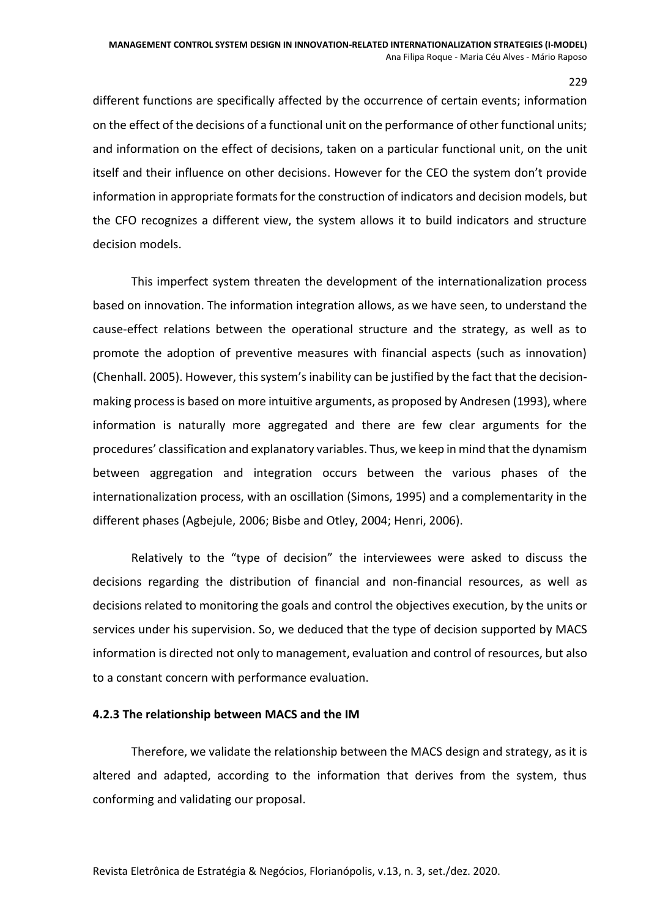different functions are specifically affected by the occurrence of certain events; information on the effect of the decisions of a functional unit on the performance of other functional units; and information on the effect of decisions, taken on a particular functional unit, on the unit itself and their influence on other decisions. However for the CEO the system don't provide information in appropriate formats for the construction of indicators and decision models, but the CFO recognizes a different view, the system allows it to build indicators and structure decision models.

This imperfect system threaten the development of the internationalization process based on innovation. The information integration allows, as we have seen, to understand the cause-effect relations between the operational structure and the strategy, as well as to promote the adoption of preventive measures with financial aspects (such as innovation) (Chenhall. 2005). However, this system's inability can be justified by the fact that the decision-making process is based on more intuitive arguments, as proposed by Andresen (1993), where information is naturally more aggregated and there are few clear arguments for the procedures' classification and explanatory variables. Thus, we keep in mind that the dynamism between aggregation and integration occurs between the various phases of the internationalization process, with an oscillation (Simons, 1995) and a complementarity in the different phases (Agbejule, 2006; Bisbe and Otley, 2004; Henri, 2006).

Relatively to the "type of decision" the interviewees were asked to discuss the decisions regarding the distribution of financial and non-financial resources, as well as decisions related to monitoring the goals and control the objectives execution, by the units or services under his supervision. So, we deduced that the type of decision supported by MACS information is directed not only to management, evaluation and control of resources, but also to a constant concern with performance evaluation.

### 4.2.3 The relationship between MACS and the IM

Therefore, we validate the relationship between the MACS design and strategy, as it is altered and adapted, according to the information that derives from the system, thus conforming and validating our proposal.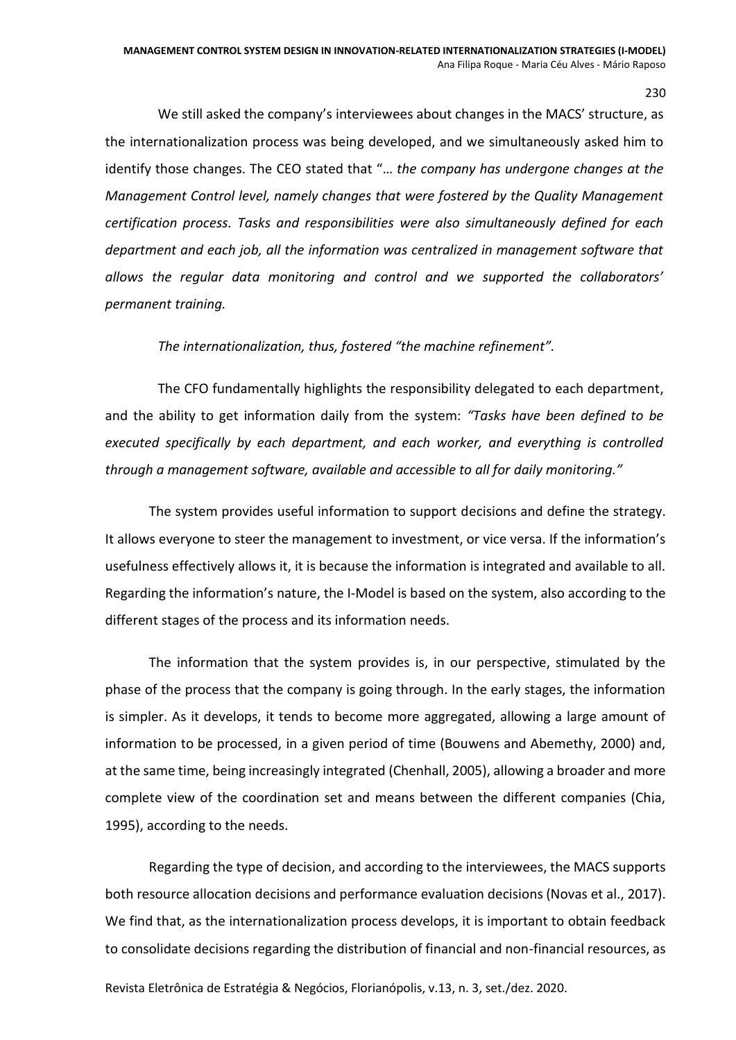We still asked the company's interviewees about changes in the MACS' structure, as the internationalization process was being developed, and we simultaneously asked him to identify those changes. The CEO stated that "… *the company has undergone changes at the Management Control level, namely changes that were fostered by the Quality Management certification process. Tasks and responsibilities were also simultaneously defined for each department and each job, all the information was centralized in management software that allows the regular data monitoring and control and we supported the collaborators' permanent training.*

*The internationalization, thus, fostered "the machine refinement".*

The CFO fundamentally highlights the responsibility delegated to each department, and the ability to get information daily from the system: *"Tasks have been defined to be executed specifically by each department, and each worker, and everything is controlled through a management software, available and accessible to all for daily monitoring."*

The system provides useful information to support decisions and define the strategy. It allows everyone to steer the management to investment, or vice versa. If the information's usefulness effectively allows it, it is because the information is integrated and available to all. Regarding the information's nature, the I-Model is based on the system, also according to the different stages of the process and its information needs.

The information that the system provides is, in our perspective, stimulated by the phase of the process that the company is going through. In the early stages, the information is simpler. As it develops, it tends to become more aggregated, allowing a large amount of information to be processed, in a given period of time (Bouwens and Abemethy, 2000) and, at the same time, being increasingly integrated (Chenhall, 2005), allowing a broader and more complete view of the coordination set and means between the different companies (Chia, 1995), according to the needs.

Regarding the type of decision, and according to the interviewees, the MACS supports both resource allocation decisions and performance evaluation decisions (Novas et al., 2017). We find that, as the internationalization process develops, it is important to obtain feedback to consolidate decisions regarding the distribution of financial and non-financial resources, as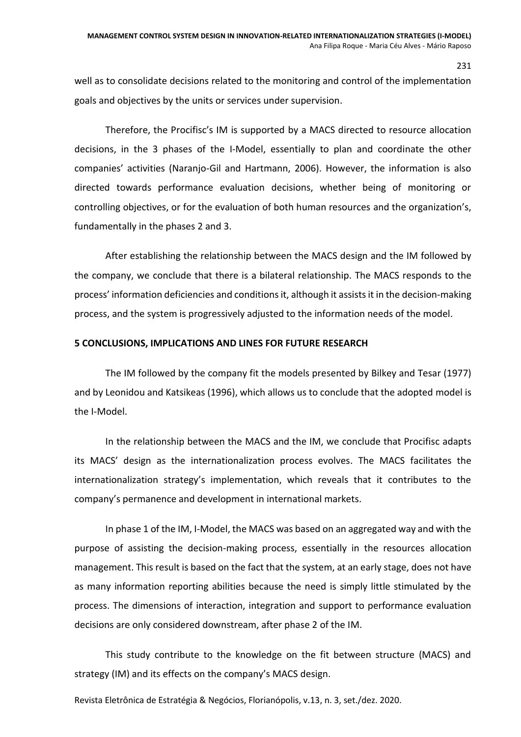well as to consolidate decisions related to the monitoring and control of the implementation goals and objectives by the units or services under supervision.

Therefore, the Procifisc's IM is supported by a MACS directed to resource allocation decisions, in the 3 phases of the I-Model, essentially to plan and coordinate the other companies' activities (Naranjo-Gil and Hartmann, 2006). However, the information is also directed towards performance evaluation decisions, whether being of monitoring or controlling objectives, or for the evaluation of both human resources and the organization's, fundamentally in the phases 2 and 3.

After establishing the relationship between the MACS design and the IM followed by the company, we conclude that there is a bilateral relationship. The MACS responds to the process' information deficiencies and conditions it, although it assists it in the decision-making process, and the system is progressively adjusted to the information needs of the model.

## 5 CONCLUSIONS, IMPLICATIONS AND LINES FOR FUTURE RESEARCH

The IM followed by the company fit the models presented by Bilkey and Tesar (1977) and by Leonidou and Katsikeas (1996), which allows us to conclude that the adopted model is the I-Model.

In the relationship between the MACS and the IM, we conclude that Procifisc adapts its MACS' design as the internationalization process evolves. The MACS facilitates the internationalization strategy's implementation, which reveals that it contributes to the company's permanence and development in international markets.

In phase 1 of the IM, I-Model, the MACS was based on an aggregated way and with the purpose of assisting the decision-making process, essentially in the resources allocation management. This result is based on the fact that the system, at an early stage, does not have as many information reporting abilities because the need is simply little stimulated by the process. The dimensions of interaction, integration and support to performance evaluation decisions are only considered downstream, after phase 2 of the IM.

This study contribute to the knowledge on the fit between structure (MACS) and strategy (IM) and its effects on the company's MACS design.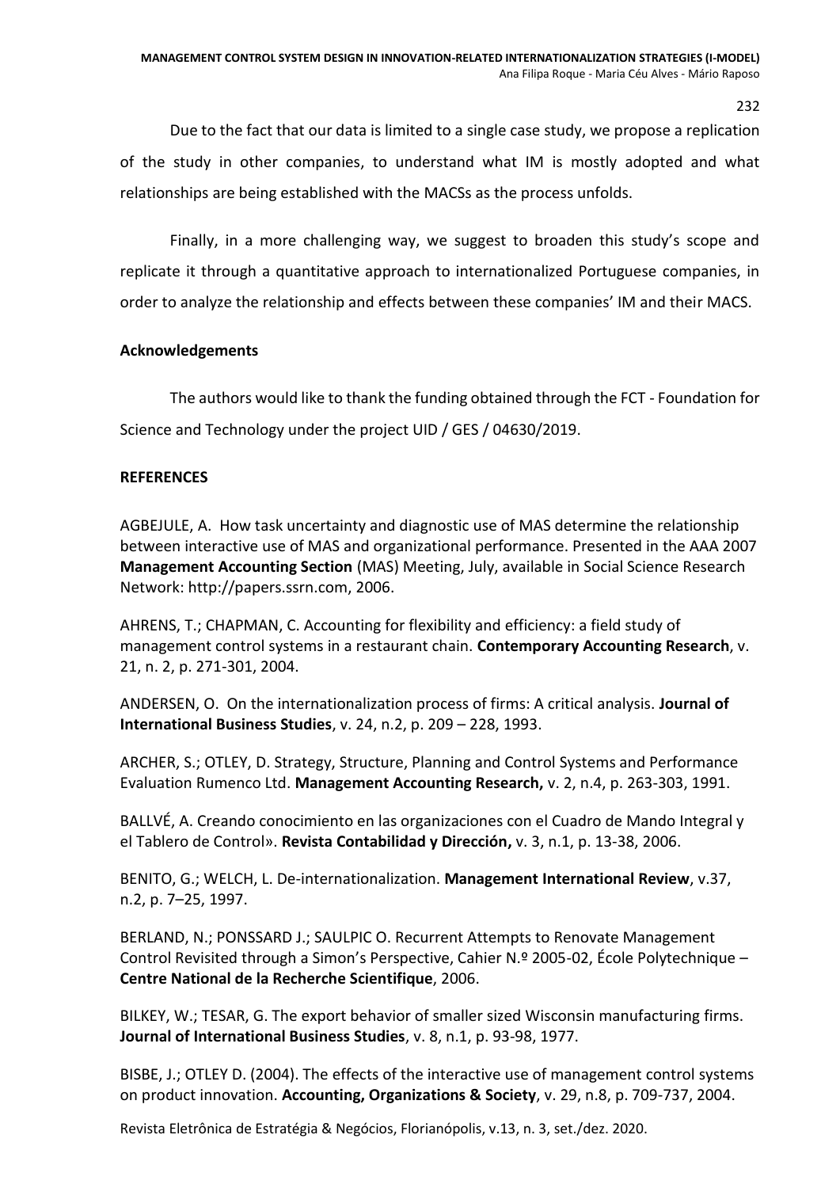Due to the fact that our data is limited to a single case study, we propose a replication of the study in other companies, to understand what IM is mostly adopted and what relationships are being established with the MACSs as the process unfolds.

Finally, in a more challenging way, we suggest to broaden this study's scope and replicate it through a quantitative approach to internationalized Portuguese companies, in order to analyze the relationship and effects between these companies' IM and their MACS.

**Acknowledgements**

The authors would like to thank the funding obtained through the FCT - Foundation for Science and Technology under the project UID / GES / 04630/2019.

**REFERENCES**

AGBEJULE, A. How task uncertainty and diagnostic use of MAS determine the relationship between interactive use of MAS and organizational performance. Presented in the AAA 2007 **Management Accounting Section** (MAS) Meeting, July, available in Social Science Research Network: http://papers.ssrn.com, 2006.

AHRENS, T.; CHAPMAN, C. Accounting for flexibility and efficiency: a field study of management control systems in a restaurant chain. **Contemporary Accounting Research**, v. 21, n. 2, p. 271-301, 2004.

ANDERSEN, O. On the internationalization process of firms: A critical analysis. **Journal of International Business Studies**, v. 24, n.2, p. 209 – 228, 1993.

ARCHER, S.; OTLEY, D. Strategy, Structure, Planning and Control Systems and Performance Evaluation Rumenco Ltd. **Management Accounting Research,** v. 2, n.4, p. 263-303, 1991.

BALLVÉ, A. Creando conocimiento en las organizaciones con el Cuadro de Mando Integral y el Tablero de Control». **Revista Contabilidad y Dirección,** v. 3, n.1, p. 13-38, 2006.

BENITO, G.; WELCH, L. De-internationalization. **Management International Review**, v.37, n.2, p. 7–25, 1997.

BERLAND, N.; PONSSARD J.; SAULPIC O. Recurrent Attempts to Renovate Management Control Revisited through a Simon's Perspective, Cahier N.º 2005-02, École Polytechnique – **Centre National de la Recherche Scientifique**, 2006.

BILKEY, W.; TESAR, G. The export behavior of smaller sized Wisconsin manufacturing firms. **Journal of International Business Studies**, v. 8, n.1, p. 93-98, 1977.

BISBE, J.; OTLEY D. (2004). The effects of the interactive use of management control systems on product innovation. **Accounting, Organizations & Society**, v. 29, n.8, p. 709-737, 2004.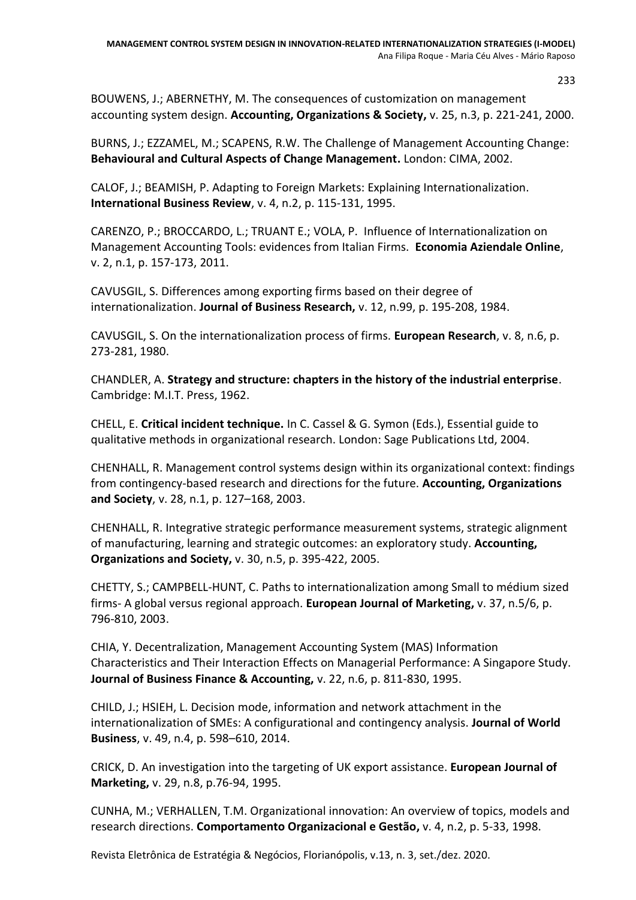BOUWENS, J.; ABERNETHY, M. The consequences of customization on management accounting system design. **Accounting, Organizations & Society,** v. 25, n.3, p. 221-241, 2000.

BURNS, J.; EZZAMEL, M.; SCAPENS, R.W. The Challenge of Management Accounting Change: **Behavioural and Cultural Aspects of Change Management.** London: CIMA, 2002.

CALOF, J.; BEAMISH, P. Adapting to Foreign Markets: Explaining Internationalization. **International Business Review**, v. 4, n.2, p. 115-131, 1995.

CARENZO, P.; BROCCARDO, L.; TRUANT E.; VOLA, P. Influence of Internationalization on Management Accounting Tools: evidences from Italian Firms. **Economia Aziendale Online**, v. 2, n.1, p. 157-173, 2011.

CAVUSGIL, S. Differences among exporting firms based on their degree of internationalization. **Journal of Business Research,** v. 12, n.99, p. 195-208, 1984.

CAVUSGIL, S. On the internationalization process of firms. **European Research**, v. 8, n.6, p. 273-281, 1980.

CHANDLER, A. **Strategy and structure: chapters in the history of the industrial enterprise**. Cambridge: M.I.T. Press, 1962.

CHELL, E. **Critical incident technique.** In C. Cassel & G. Symon (Eds.), Essential guide to qualitative methods in organizational research. London: Sage Publications Ltd, 2004.

CHENHALL, R. Management control systems design within its organizational context: findings from contingency-based research and directions for the future. **Accounting, Organizations and Society**, v. 28, n.1, p. 127–168, 2003.

CHENHALL, R. Integrative strategic performance measurement systems, strategic alignment of manufacturing, learning and strategic outcomes: an exploratory study. **Accounting, Organizations and Society,** v. 30, n.5, p. 395-422, 2005.

CHETTY, S.; CAMPBELL-HUNT, C. Paths to internationalization among Small to médium sized firms- A global versus regional approach. **European Journal of Marketing,** v. 37, n.5/6, p. 796-810, 2003.

CHIA, Y. Decentralization, Management Accounting System (MAS) Information Characteristics and Their Interaction Effects on Managerial Performance: A Singapore Study. **Journal of Business Finance & Accounting,** v. 22, n.6, p. 811-830, 1995.

CHILD, J.; HSIEH, L. Decision mode, information and network attachment in the internationalization of SMEs: A configurational and contingency analysis. **Journal of World Business**, v. 49, n.4, p. 598–610, 2014.

CRICK, D. An investigation into the targeting of UK export assistance. **European Journal of Marketing,** v. 29, n.8, p.76-94, 1995.

CUNHA, M.; VERHALLEN, T.M. Organizational innovation: An overview of topics, models and research directions. **Comportamento Organizacional e Gestão,** v. 4, n.2, p. 5-33, 1998.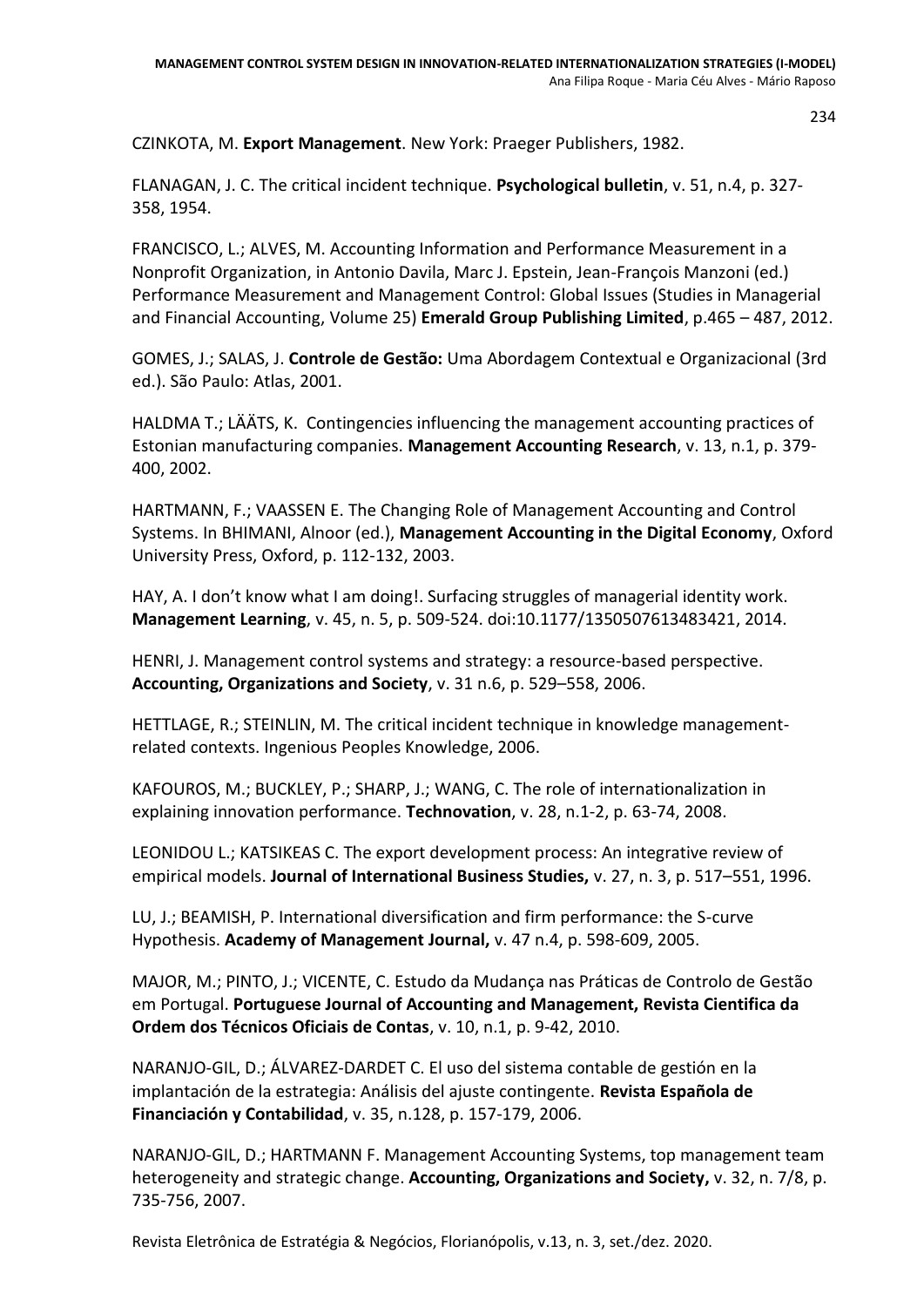CZINKOTA, M. **Export Management**. New York: Praeger Publishers, 1982.

FLANAGAN, J. C. The critical incident technique. **Psychological bulletin**, v. 51, n.4, p. 327-358, 1954.

FRANCISCO, L.; ALVES, M. Accounting Information and Performance Measurement in a Nonprofit Organization, in Antonio Davila, Marc J. Epstein, Jean-François Manzoni (ed.) Performance Measurement and Management Control: Global Issues (Studies in Managerial and Financial Accounting, Volume 25) **Emerald Group Publishing Limited**, p.465 – 487, 2012.

GOMES, J.; SALAS, J. **Controle de Gestão:** Uma Abordagem Contextual e Organizacional (3rd ed.). São Paulo: Atlas, 2001.

HALDMA T.; LÄÄTS, K. Contingencies influencing the management accounting practices of Estonian manufacturing companies. **Management Accounting Research**, v. 13, n.1, p. 379-400, 2002.

HARTMANN, F.; VAASSEN E. The Changing Role of Management Accounting and Control Systems. In BHIMANI, Alnoor (ed.), **Management Accounting in the Digital Economy**, Oxford University Press, Oxford, p. 112-132, 2003.

HAY, A. I don't know what I am doing!. Surfacing struggles of managerial identity work. **Management Learning**, v. 45, n. 5, p. 509-524. doi:10.1177/1350507613483421, 2014.

HENRI, J. Management control systems and strategy: a resource-based perspective. **Accounting, Organizations and Society**, v. 31 n.6, p. 529–558, 2006.

HETTLAGE, R.; STEINLIN, M. The critical incident technique in knowledge management-related contexts. Ingenious Peoples Knowledge, 2006.

KAFOUROS, M.; BUCKLEY, P.; SHARP, J.; WANG, C. The role of internationalization in explaining innovation performance. **Technovation**, v. 28, n.1-2, p. 63-74, 2008.

LEONIDOU L.; KATSIKEAS C. The export development process: An integrative review of empirical models. **Journal of International Business Studies,** v. 27, n. 3, p. 517–551, 1996.

LU, J.; BEAMISH, P. International diversification and firm performance: the S-curve Hypothesis. **Academy of Management Journal,** v. 47 n.4, p. 598-609, 2005.

MAJOR, M.; PINTO, J.; VICENTE, C. Estudo da Mudança nas Práticas de Controlo de Gestão em Portugal. **Portuguese Journal of Accounting and Management, Revista Cientifica da Ordem dos Técnicos Oficiais de Contas**, v. 10, n.1, p. 9-42, 2010.

NARANJO-GIL, D.; ÁLVAREZ-DARDET C. El uso del sistema contable de gestión en la implantación de la estrategia: Análisis del ajuste contingente. **Revista Española de Financiación y Contabilidad**, v. 35, n.128, p. 157-179, 2006.

NARANJO-GIL, D.; HARTMANN F. Management Accounting Systems, top management team heterogeneity and strategic change. **Accounting, Organizations and Society,** v. 32, n. 7/8, p. 735-756, 2007.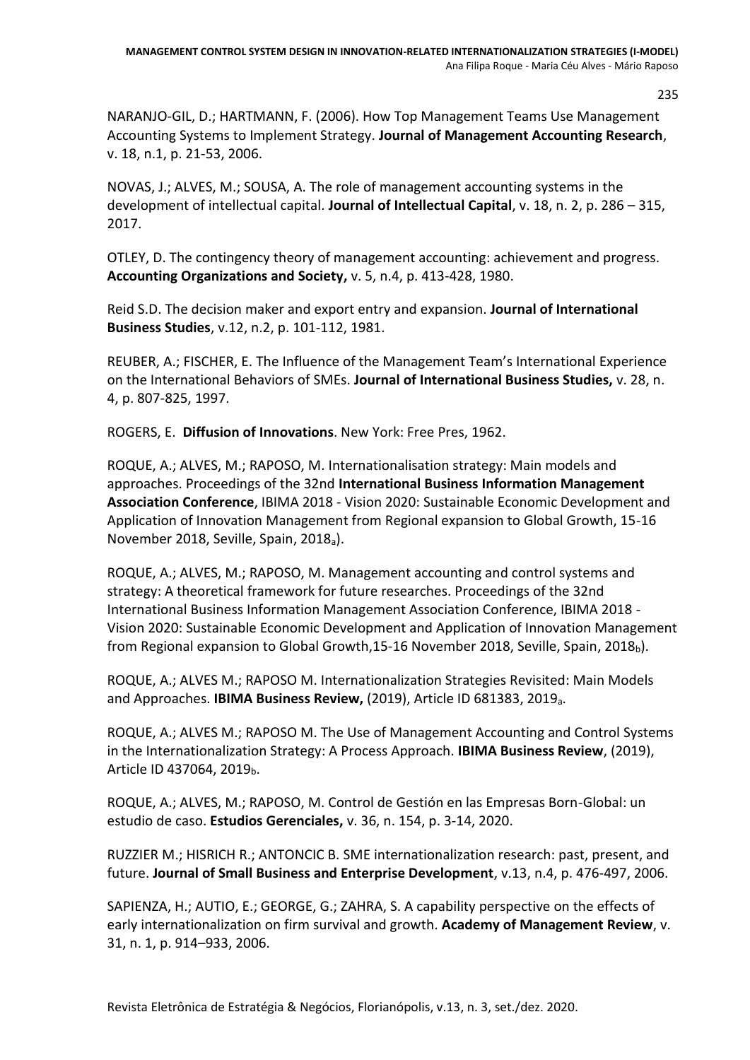NARANJO-GIL, D.; HARTMANN, F. (2006). How Top Management Teams Use Management Accounting Systems to Implement Strategy. **Journal of Management Accounting Research**, v. 18, n.1, p. 21-53, 2006.

NOVAS, J.; ALVES, M.; SOUSA, A. The role of management accounting systems in the development of intellectual capital. **Journal of Intellectual Capital**, v. 18, n. 2, p. 286 – 315, 2017.

OTLEY, D. The contingency theory of management accounting: achievement and progress. **Accounting Organizations and Society,** v. 5, n.4, p. 413-428, 1980.

Reid S.D. The decision maker and export entry and expansion. **Journal of International Business Studies**, v.12, n.2, p. 101-112, 1981.

REUBER, A.; FISCHER, E. The Influence of the Management Team's International Experience on the International Behaviors of SMEs. **Journal of International Business Studies,** v. 28, n. 4, p. 807-825, 1997.

ROGERS, E. **Diffusion of Innovations**. New York: Free Pres, 1962.

ROQUE, A.; ALVES, M.; RAPOSO, M. Internationalisation strategy: Main models and approaches. Proceedings of the 32nd **International Business Information Management Association Conference**, IBIMA 2018 - Vision 2020: Sustainable Economic Development and Application of Innovation Management from Regional expansion to Global Growth, 15-16 November 2018, Seville, Spain, $2018_a$).

ROQUE, A.; ALVES, M.; RAPOSO, M. Management accounting and control systems and strategy: A theoretical framework for future researches. Proceedings of the 32nd International Business Information Management Association Conference, IBIMA 2018 - Vision 2020: Sustainable Economic Development and Application of Innovation Management from Regional expansion to Global Growth,15-16 November 2018, Seville, Spain, $2018_b$).

ROQUE, A.; ALVES M.; RAPOSO M. Internationalization Strategies Revisited: Main Models and Approaches. **IBIMA Business Review,** (2019), Article ID 681383, $2019_a$.

ROQUE, A.; ALVES M.; RAPOSO M. The Use of Management Accounting and Control Systems in the Internationalization Strategy: A Process Approach. **IBIMA Business Review**, (2019), Article ID 437064, $2019_b$.

ROQUE, A.; ALVES, M.; RAPOSO, M. Control de Gestión en las Empresas Born-Global: un estudio de caso. **Estudios Gerenciales,** v. 36, n. 154, p. 3-14, 2020.

RUZZIER M.; HISRICH R.; ANTONCIC B. SME internationalization research: past, present, and future. **Journal of Small Business and Enterprise Development**, v.13, n.4, p. 476-497, 2006.

SAPIENZA, H.; AUTIO, E.; GEORGE, G.; ZAHRA, S. A capability perspective on the effects of early internationalization on firm survival and growth. **Academy of Management Review**, v. 31, n. 1, p. 914–933, 2006.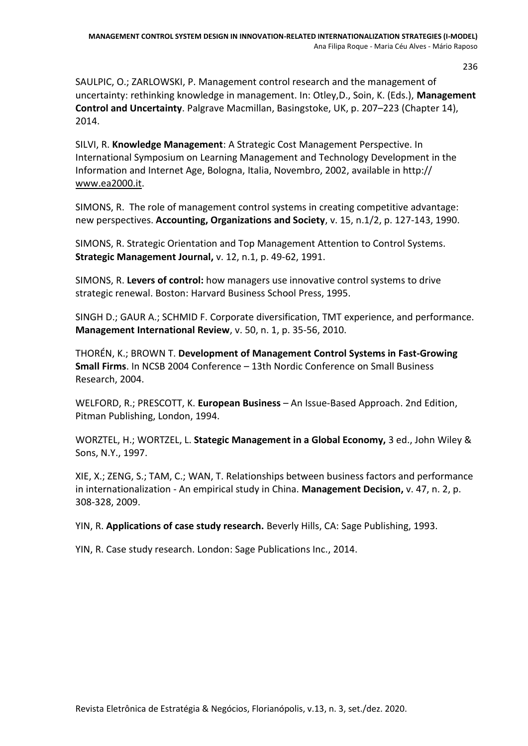SAULPIC, O.; ZARLOWSKI, P. Management control research and the management of uncertainty: rethinking knowledge in management. In: Otley,D., Soin, K. (Eds.), **Management Control and Uncertainty**. Palgrave Macmillan, Basingstoke, UK, p. 207–223 (Chapter 14), 2014.

SILVI, R. **Knowledge Management**: A Strategic Cost Management Perspective. In International Symposium on Learning Management and Technology Development in the Information and Internet Age, Bologna, Italia, Novembro, 2002, available in http:// www.ea2000.it.

SIMONS, R. The role of management control systems in creating competitive advantage: new perspectives. **Accounting, Organizations and Society**, v. 15, n.1/2, p. 127-143, 1990.

SIMONS, R. Strategic Orientation and Top Management Attention to Control Systems. **Strategic Management Journal,** v. 12, n.1, p. 49-62, 1991.

SIMONS, R. **Levers of control:** how managers use innovative control systems to drive strategic renewal. Boston: Harvard Business School Press, 1995.

SINGH D.; GAUR A.; SCHMID F. Corporate diversification, TMT experience, and performance. **Management International Review**, v. 50, n. 1, p. 35-56, 2010.

THORÉN, K.; BROWN T. **Development of Management Control Systems in Fast-Growing Small Firms**. In NCSB 2004 Conference – 13th Nordic Conference on Small Business Research, 2004.

WELFORD, R.; PRESCOTT, K. **European Business** – An Issue-Based Approach. 2nd Edition, Pitman Publishing, London, 1994.

WORZTEL, H.; WORTZEL, L. **Stategic Management in a Global Economy,** 3 ed., John Wiley & Sons, N.Y., 1997.

XIE, X.; ZENG, S.; TAM, C.; WAN, T. Relationships between business factors and performance in internationalization - An empirical study in China. **Management Decision,** v. 47, n. 2, p. 308-328, 2009.

YIN, R. **Applications of case study research.** Beverly Hills, CA: Sage Publishing, 1993.

YIN, R. Case study research. London: Sage Publications Inc., 2014.